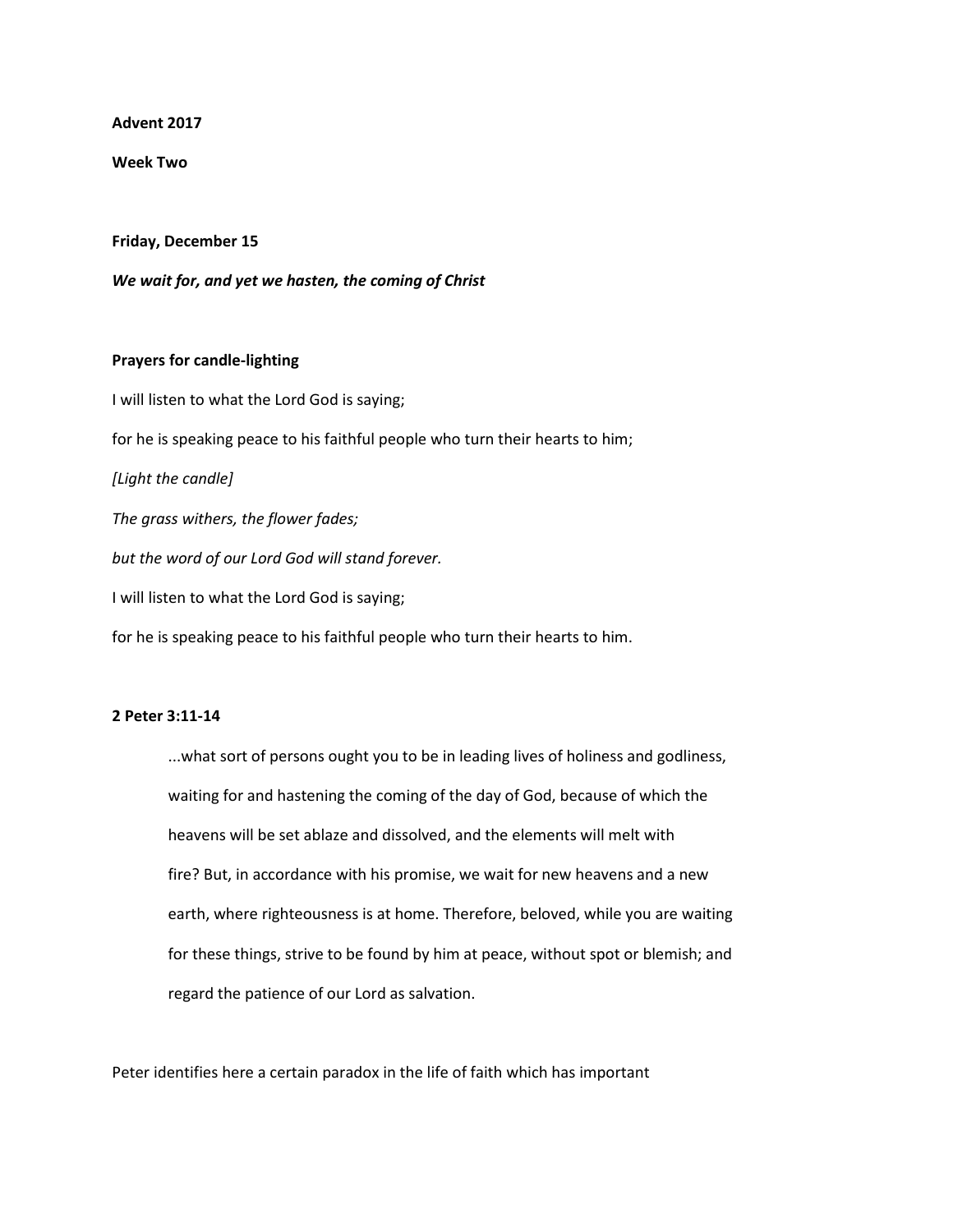**Advent 2017**

**Week Two**

**Friday, December 15**

***We wait for, and yet we hasten, the coming of Christ***

**Prayers for candle-lighting**

I will listen to what the Lord God is saying;

for he is speaking peace to his faithful people who turn their hearts to him;

*[Light the candle]*

*The grass withers, the flower fades;*

*but the word of our Lord God will stand forever.*

I will listen to what the Lord God is saying;

for he is speaking peace to his faithful people who turn their hearts to him.

**2 Peter 3:11-14**

> ...what sort of persons ought you to be in leading lives of holiness and godliness, waiting for and hastening the coming of the day of God, because of which the heavens will be set ablaze and dissolved, and the elements will melt with fire? But, in accordance with his promise, we wait for new heavens and a new earth, where righteousness is at home. Therefore, beloved, while you are waiting for these things, strive to be found by him at peace, without spot or blemish; and regard the patience of our Lord as salvation.

Peter identifies here a certain paradox in the life of faith which has important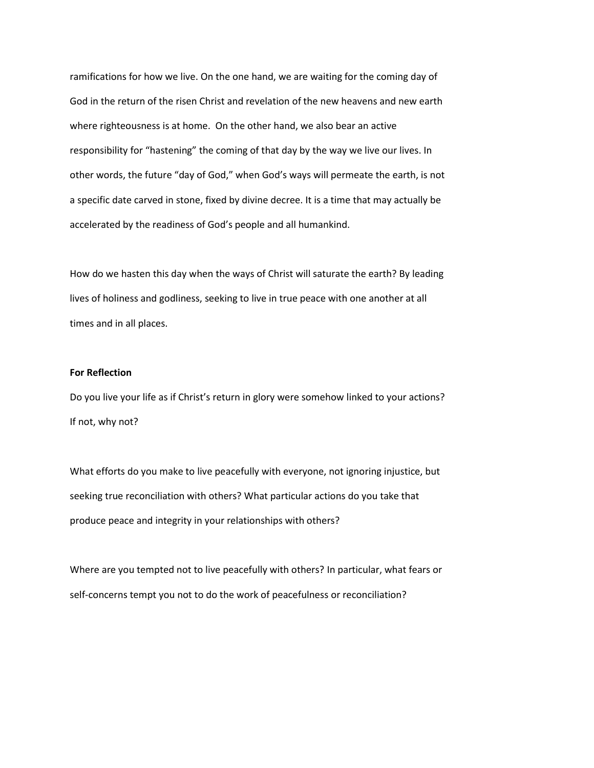ramifications for how we live. On the one hand, we are waiting for the coming day of God in the return of the risen Christ and revelation of the new heavens and new earth where righteousness is at home. On the other hand, we also bear an active responsibility for "hastening" the coming of that day by the way we live our lives. In other words, the future "day of God," when God's ways will permeate the earth, is not a specific date carved in stone, fixed by divine decree. It is a time that may actually be accelerated by the readiness of God's people and all humankind.

How do we hasten this day when the ways of Christ will saturate the earth? By leading lives of holiness and godliness, seeking to live in true peace with one another at all times and in all places.

**For Reflection**

Do you live your life as if Christ's return in glory were somehow linked to your actions? If not, why not?

What efforts do you make to live peacefully with everyone, not ignoring injustice, but seeking true reconciliation with others? What particular actions do you take that produce peace and integrity in your relationships with others?

Where are you tempted not to live peacefully with others? In particular, what fears or self-concerns tempt you not to do the work of peacefulness or reconciliation?